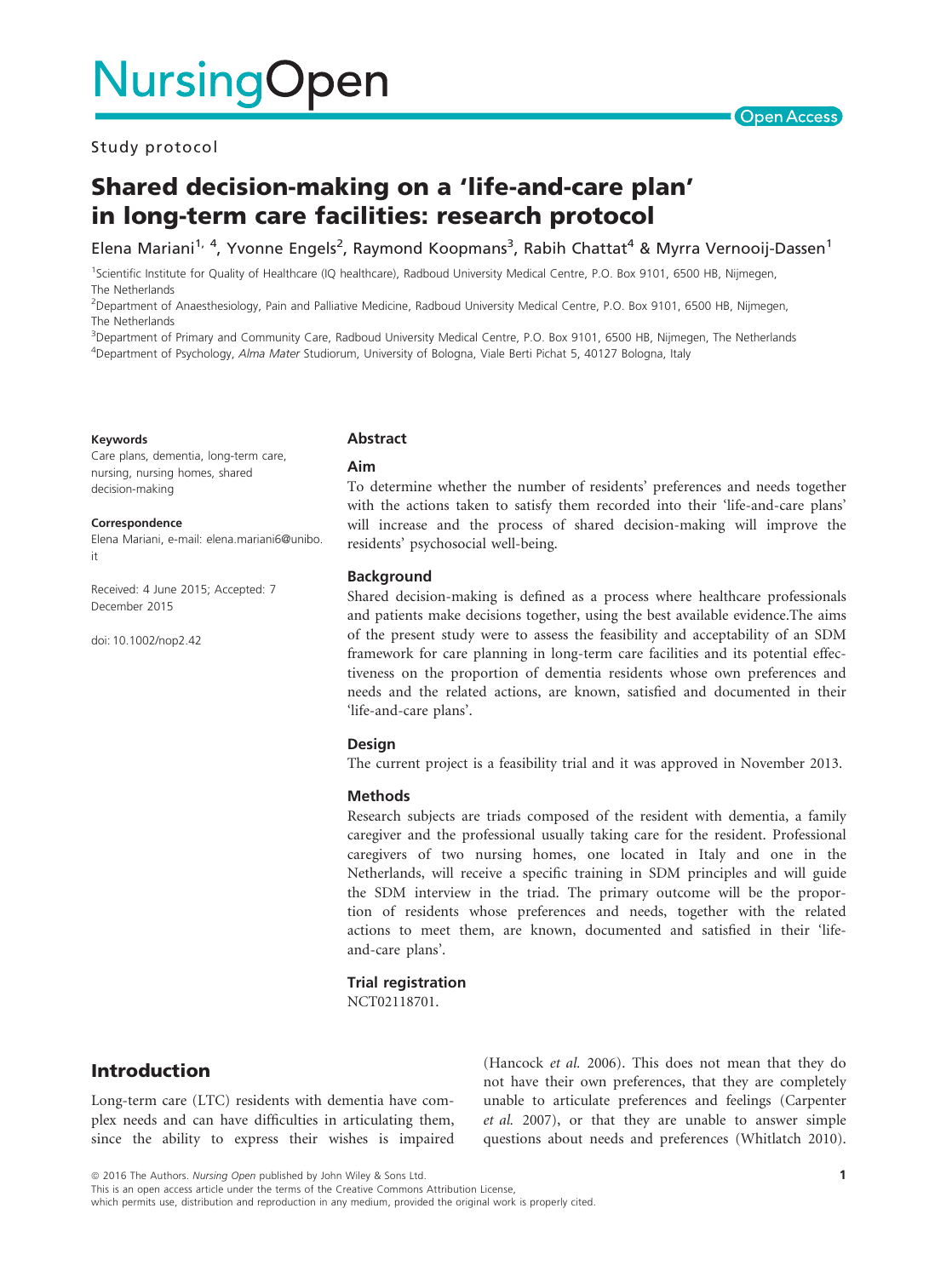Study protocol

# Shared decision-making on a 'life-and-care plan' in long-term care facilities: research protocol

Elena Mariani[1, 4], Yvonne Engels[2], Raymond Koopmans[3], Rabih Chattat[4] & Myrra Vernooij-Dassen[1]

[1]Scientific Institute for Quality of Healthcare (IQ healthcare), Radboud University Medical Centre, P.O. Box 9101, 6500 HB, Nijmegen, The Netherlands

[2]Department of Anaesthesiology, Pain and Palliative Medicine, Radboud University Medical Centre, P.O. Box 9101, 6500 HB, Nijmegen, The Netherlands

[3]Department of Primary and Community Care, Radboud University Medical Centre, P.O. Box 9101, 6500 HB, Nijmegen, The Netherlands

[4]Department of Psychology, *Alma Mater* Studiorum, University of Bologna, Viale Berti Pichat 5, 40127 Bologna, Italy

**Keywords**

Care plans, dementia, long-term care, nursing, nursing homes, shared decision-making

**Correspondence**

Elena Mariani, e-mail: elena.mariani6@unibo.it

Received: 4 June 2015; Accepted: 7 December 2015

doi: 10.1002/nop2.42

## Abstract

### Aim

To determine whether the number of residents' preferences and needs together with the actions taken to satisfy them recorded into their 'life-and-care plans' will increase and the process of shared decision-making will improve the residents' psychosocial well-being.

### Background

Shared decision-making is defined as a process where healthcare professionals and patients make decisions together, using the best available evidence.The aims of the present study were to assess the feasibility and acceptability of an SDM framework for care planning in long-term care facilities and its potential effectiveness on the proportion of dementia residents whose own preferences and needs and the related actions, are known, satisfied and documented in their 'life-and-care plans'.

### Design

The current project is a feasibility trial and it was approved in November 2013.

### Methods

Research subjects are triads composed of the resident with dementia, a family caregiver and the professional usually taking care for the resident. Professional caregivers of two nursing homes, one located in Italy and one in the Netherlands, will receive a specific training in SDM principles and will guide the SDM interview in the triad. The primary outcome will be the proportion of residents whose preferences and needs, together with the related actions to meet them, are known, documented and satisfied in their 'life-and-care plans'.

### Trial registration

NCT02118701.

## Introduction

Long-term care (LTC) residents with dementia have complex needs and can have difficulties in articulating them, since the ability to express their wishes is impaired (Hancock *et al.* 2006). This does not mean that they do not have their own preferences, that they are completely unable to articulate preferences and feelings (Carpenter *et al.* 2007), or that they are unable to answer simple questions about needs and preferences (Whitlatch 2010).

© 2016 The Authors. *Nursing Open* published by John Wiley & Sons Ltd.
This is an open access article under the terms of the Creative Commons Attribution License, which permits use, distribution and reproduction in any medium, provided the original work is properly cited.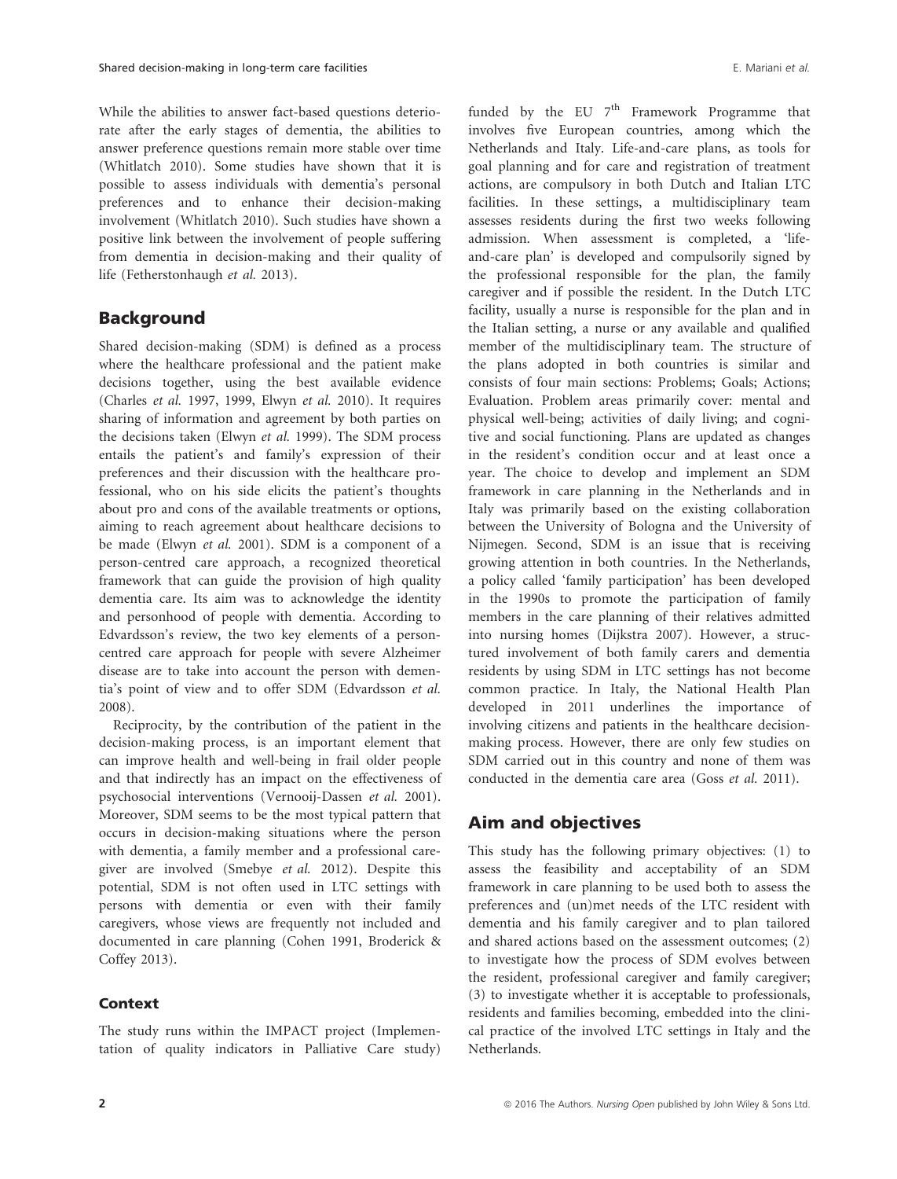While the abilities to answer fact-based questions deteriorate after the early stages of dementia, the abilities to answer preference questions remain more stable over time (Whitlatch 2010). Some studies have shown that it is possible to assess individuals with dementia's personal preferences and to enhance their decision-making involvement (Whitlatch 2010). Such studies have shown a positive link between the involvement of people suffering from dementia in decision-making and their quality of life (Fetherstonhaugh *et al.* 2013).

## Background

Shared decision-making (SDM) is defined as a process where the healthcare professional and the patient make decisions together, using the best available evidence (Charles *et al.* 1997, 1999, Elwyn *et al.* 2010). It requires sharing of information and agreement by both parties on the decisions taken (Elwyn *et al.* 1999). The SDM process entails the patient's and family's expression of their preferences and their discussion with the healthcare professional, who on his side elicits the patient's thoughts about pro and cons of the available treatments or options, aiming to reach agreement about healthcare decisions to be made (Elwyn *et al.* 2001). SDM is a component of a person-centred care approach, a recognized theoretical framework that can guide the provision of high quality dementia care. Its aim was to acknowledge the identity and personhood of people with dementia. According to Edvardsson's review, the two key elements of a person-centred care approach for people with severe Alzheimer disease are to take into account the person with dementia's point of view and to offer SDM (Edvardsson *et al.* 2008).

Reciprocity, by the contribution of the patient in the decision-making process, is an important element that can improve health and well-being in frail older people and that indirectly has an impact on the effectiveness of psychosocial interventions (Vernooij-Dassen *et al.* 2001). Moreover, SDM seems to be the most typical pattern that occurs in decision-making situations where the person with dementia, a family member and a professional caregiver are involved (Smebye *et al.* 2012). Despite this potential, SDM is not often used in LTC settings with persons with dementia or even with their family caregivers, whose views are frequently not included and documented in care planning (Cohen 1991, Broderick & Coffey 2013).

### Context

The study runs within the IMPACT project (Implementation of quality indicators in Palliative Care study) funded by the EU 7th Framework Programme that involves five European countries, among which the Netherlands and Italy. Life-and-care plans, as tools for goal planning and for care and registration of treatment actions, are compulsory in both Dutch and Italian LTC facilities. In these settings, a multidisciplinary team assesses residents during the first two weeks following admission. When assessment is completed, a 'life-and-care plan' is developed and compulsorily signed by the professional responsible for the plan, the family caregiver and if possible the resident. In the Dutch LTC facility, usually a nurse is responsible for the plan and in the Italian setting, a nurse or any available and qualified member of the multidisciplinary team. The structure of the plans adopted in both countries is similar and consists of four main sections: Problems; Goals; Actions; Evaluation. Problem areas primarily cover: mental and physical well-being; activities of daily living; and cognitive and social functioning. Plans are updated as changes in the resident's condition occur and at least once a year. The choice to develop and implement an SDM framework in care planning in the Netherlands and in Italy was primarily based on the existing collaboration between the University of Bologna and the University of Nijmegen. Second, SDM is an issue that is receiving growing attention in both countries. In the Netherlands, a policy called 'family participation' has been developed in the 1990s to promote the participation of family members in the care planning of their relatives admitted into nursing homes (Dijkstra 2007). However, a structured involvement of both family carers and dementia residents by using SDM in LTC settings has not become common practice. In Italy, the National Health Plan developed in 2011 underlines the importance of involving citizens and patients in the healthcare decision-making process. However, there are only few studies on SDM carried out in this country and none of them was conducted in the dementia care area (Goss *et al.* 2011).

## Aim and objectives

This study has the following primary objectives: (1) to assess the feasibility and acceptability of an SDM framework in care planning to be used both to assess the preferences and (un)met needs of the LTC resident with dementia and his family caregiver and to plan tailored and shared actions based on the assessment outcomes; (2) to investigate how the process of SDM evolves between the resident, professional caregiver and family caregiver; (3) to investigate whether it is acceptable to professionals, residents and families becoming, embedded into the clinical practice of the involved LTC settings in Italy and the Netherlands.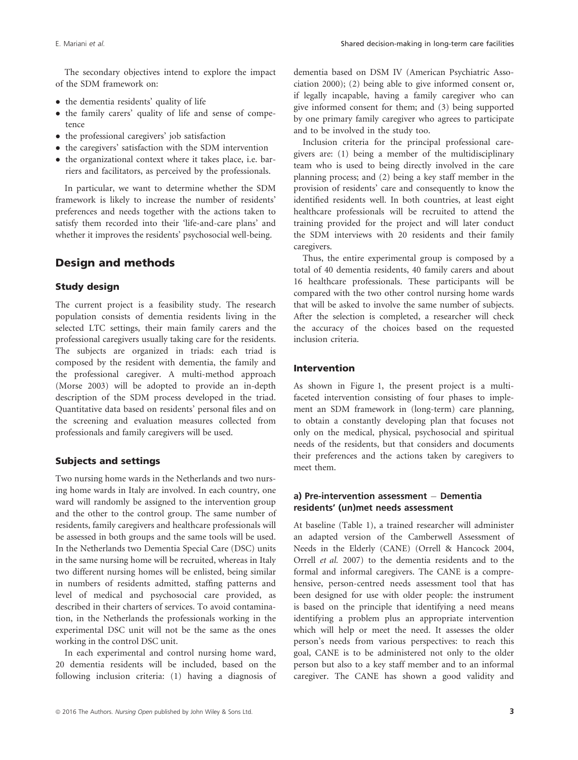The secondary objectives intend to explore the impact of the SDM framework on:

- the dementia residents' quality of life
- the family carers' quality of life and sense of competence
- the professional caregivers' job satisfaction
- the caregivers' satisfaction with the SDM intervention
- the organizational context where it takes place, i.e. barriers and facilitators, as perceived by the professionals.

In particular, we want to determine whether the SDM framework is likely to increase the number of residents' preferences and needs together with the actions taken to satisfy them recorded into their 'life-and-care plans' and whether it improves the residents' psychosocial well-being.

# Design and methods

## Study design

The current project is a feasibility study. The research population consists of dementia residents living in the selected LTC settings, their main family carers and the professional caregivers usually taking care for the residents. The subjects are organized in triads: each triad is composed by the resident with dementia, the family and the professional caregiver. A multi-method approach (Morse 2003) will be adopted to provide an in-depth description of the SDM process developed in the triad. Quantitative data based on residents' personal files and on the screening and evaluation measures collected from professionals and family caregivers will be used.

## Subjects and settings

Two nursing home wards in the Netherlands and two nursing home wards in Italy are involved. In each country, one ward will randomly be assigned to the intervention group and the other to the control group. The same number of residents, family caregivers and healthcare professionals will be assessed in both groups and the same tools will be used. In the Netherlands two Dementia Special Care (DSC) units in the same nursing home will be recruited, whereas in Italy two different nursing homes will be enlisted, being similar in numbers of residents admitted, staffing patterns and level of medical and psychosocial care provided, as described in their charters of services. To avoid contamination, in the Netherlands the professionals working in the experimental DSC unit will not be the same as the ones working in the control DSC unit.

In each experimental and control nursing home ward, 20 dementia residents will be included, based on the following inclusion criteria: (1) having a diagnosis of dementia based on DSM IV (American Psychiatric Association 2000); (2) being able to give informed consent or, if legally incapable, having a family caregiver who can give informed consent for them; and (3) being supported by one primary family caregiver who agrees to participate and to be involved in the study too.

Inclusion criteria for the principal professional caregivers are: (1) being a member of the multidisciplinary team who is used to being directly involved in the care planning process; and (2) being a key staff member in the provision of residents' care and consequently to know the identified residents well. In both countries, at least eight healthcare professionals will be recruited to attend the training provided for the project and will later conduct the SDM interviews with 20 residents and their family caregivers.

Thus, the entire experimental group is composed by a total of 40 dementia residents, 40 family carers and about 16 healthcare professionals. These participants will be compared with the two other control nursing home wards that will be asked to involve the same number of subjects. After the selection is completed, a researcher will check the accuracy of the choices based on the requested inclusion criteria.

## Intervention

As shown in Figure 1, the present project is a multi-faceted intervention consisting of four phases to implement an SDM framework in (long-term) care planning, to obtain a constantly developing plan that focuses not only on the medical, physical, psychosocial and spiritual needs of the residents, but that considers and documents their preferences and the actions taken by caregivers to meet them.

### a) Pre-intervention assessment – Dementia residents' (un)met needs assessment

At baseline (Table 1), a trained researcher will administer an adapted version of the Camberwell Assessment of Needs in the Elderly (CANE) (Orrell & Hancock 2004, Orrell *et al.* 2007) to the dementia residents and to the formal and informal caregivers. The CANE is a comprehensive, person-centred needs assessment tool that has been designed for use with older people: the instrument is based on the principle that identifying a need means identifying a problem plus an appropriate intervention which will help or meet the need. It assesses the older person's needs from various perspectives: to reach this goal, CANE is to be administered not only to the older person but also to a key staff member and to an informal caregiver. The CANE has shown a good validity and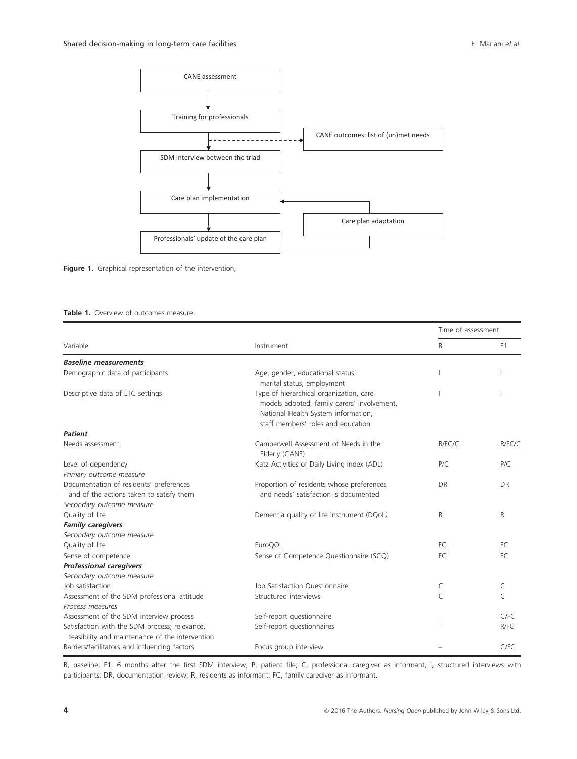**Figure 1.** Graphical representation of the intervention,

**Table 1.** Overview of outcomes measure.

| Variable | Instrument | Time of assessment | |
|---|---|---|---|
| | | B | F1 |
| ***Baseline measurements*** | | | |
| Demographic data of participants | Age, gender, educational status, marital status, employment | I | I |
| Descriptive data of LTC settings | Type of hierarchical organization, care models adopted, family carers' involvement, National Health System information, staff members' roles and education | I | I |
| ***Patient*** | | | |
| Needs assessment | Camberwell Assessment of Needs in the Elderly (CANE) | R/FC/C | R/FC/C |
| Level of dependency | Katz Activities of Daily Living index (ADL) | P/C | P/C |
| *Primary outcome measure* | | | |
| Documentation of residents' preferences and of the actions taken to satisfy them | Proportion of residents whose preferences and needs' satisfaction is documented | DR | DR |
| *Secondary outcome measure* | | | |
| Quality of life | Dementia quality of life Instrument (DQoL) | R | R |
| ***Family caregivers*** | | | |
| *Secondary outcome measure* | | | |
| Quality of life | EuroQOL | FC | FC |
| Sense of competence | Sense of Competence Questionnaire (SCQ) | FC | FC |
| ***Professional caregivers*** | | | |
| *Secondary outcome measure* | | | |
| Job satisfaction | Job Satisfaction Questionnaire | C | C |
| Assessment of the SDM professional attitude | Structured interviews | C | C |
| *Process measures* | | | |
| Assessment of the SDM interview process | Self-report questionnaire | – | C/FC |
| Satisfaction with the SDM process; relevance, feasibility and maintenance of the intervention | Self-report questionnaires | – | R/FC |
| Barriers/facilitators and influencing factors | Focus group interview | – | C/FC |

B, baseline; F1, 6 months after the first SDM interview; P, patient file; C, professional caregiver as informant; I, structured interviews with participants; DR, documentation review; R, residents as informant; FC, family caregiver as informant.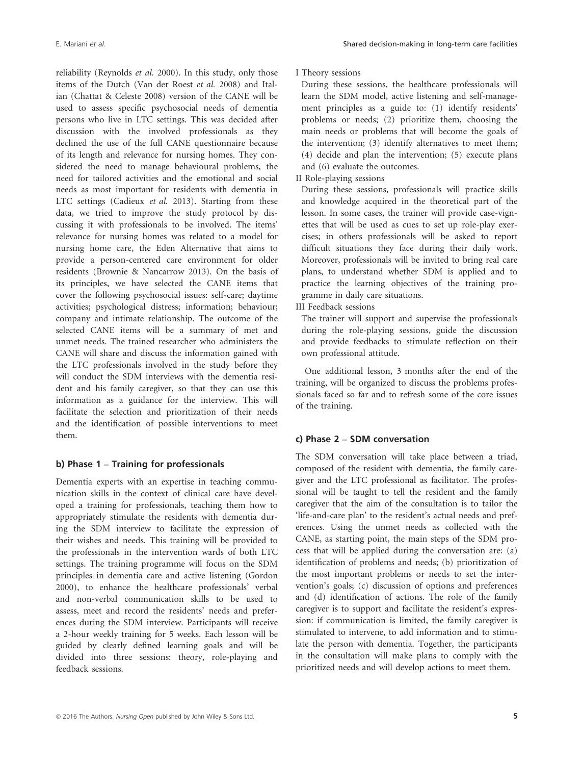reliability (Reynolds *et al.* 2000). In this study, only those items of the Dutch (Van der Roest *et al.* 2008) and Italian (Chattat & Celeste 2008) version of the CANE will be used to assess specific psychosocial needs of dementia persons who live in LTC settings. This was decided after discussion with the involved professionals as they declined the use of the full CANE questionnaire because of its length and relevance for nursing homes. They considered the need to manage behavioural problems, the need for tailored activities and the emotional and social needs as most important for residents with dementia in LTC settings (Cadieux *et al.* 2013). Starting from these data, we tried to improve the study protocol by discussing it with professionals to be involved. The items' relevance for nursing homes was related to a model for nursing home care, the Eden Alternative that aims to provide a person-centered care environment for older residents (Brownie & Nancarrow 2013). On the basis of its principles, we have selected the CANE items that cover the following psychosocial issues: self-care; daytime activities; psychological distress; information; behaviour; company and intimate relationship. The outcome of the selected CANE items will be a summary of met and unmet needs. The trained researcher who administers the CANE will share and discuss the information gained with the LTC professionals involved in the study before they will conduct the SDM interviews with the dementia resident and his family caregiver, so that they can use this information as a guidance for the interview. This will facilitate the selection and prioritization of their needs and the identification of possible interventions to meet them.

### b) Phase 1 – Training for professionals

Dementia experts with an expertise in teaching communication skills in the context of clinical care have developed a training for professionals, teaching them how to appropriately stimulate the residents with dementia during the SDM interview to facilitate the expression of their wishes and needs. This training will be provided to the professionals in the intervention wards of both LTC settings. The training programme will focus on the SDM principles in dementia care and active listening (Gordon 2000), to enhance the healthcare professionals' verbal and non-verbal communication skills to be used to assess, meet and record the residents' needs and preferences during the SDM interview. Participants will receive a 2-hour weekly training for 5 weeks. Each lesson will be guided by clearly defined learning goals and will be divided into three sessions: theory, role-playing and feedback sessions.

I Theory sessions

During these sessions, the healthcare professionals will learn the SDM model, active listening and self-management principles as a guide to: (1) identify residents' problems or needs; (2) prioritize them, choosing the main needs or problems that will become the goals of the intervention; (3) identify alternatives to meet them; (4) decide and plan the intervention; (5) execute plans and (6) evaluate the outcomes.

II Role-playing sessions

During these sessions, professionals will practice skills and knowledge acquired in the theoretical part of the lesson. In some cases, the trainer will provide case-vignettes that will be used as cues to set up role-play exercises; in others professionals will be asked to report difficult situations they face during their daily work. Moreover, professionals will be invited to bring real care plans, to understand whether SDM is applied and to practice the learning objectives of the training programme in daily care situations.

III Feedback sessions

The trainer will support and supervise the professionals during the role-playing sessions, guide the discussion and provide feedbacks to stimulate reflection on their own professional attitude.

One additional lesson, 3 months after the end of the training, will be organized to discuss the problems professionals faced so far and to refresh some of the core issues of the training.

### c) Phase 2 – SDM conversation

The SDM conversation will take place between a triad, composed of the resident with dementia, the family caregiver and the LTC professional as facilitator. The professional will be taught to tell the resident and the family caregiver that the aim of the consultation is to tailor the 'life-and-care plan' to the resident's actual needs and preferences. Using the unmet needs as collected with the CANE, as starting point, the main steps of the SDM process that will be applied during the conversation are: (a) identification of problems and needs; (b) prioritization of the most important problems or needs to set the intervention's goals; (c) discussion of options and preferences and (d) identification of actions. The role of the family caregiver is to support and facilitate the resident's expression: if communication is limited, the family caregiver is stimulated to intervene, to add information and to stimulate the person with dementia. Together, the participants in the consultation will make plans to comply with the prioritized needs and will develop actions to meet them.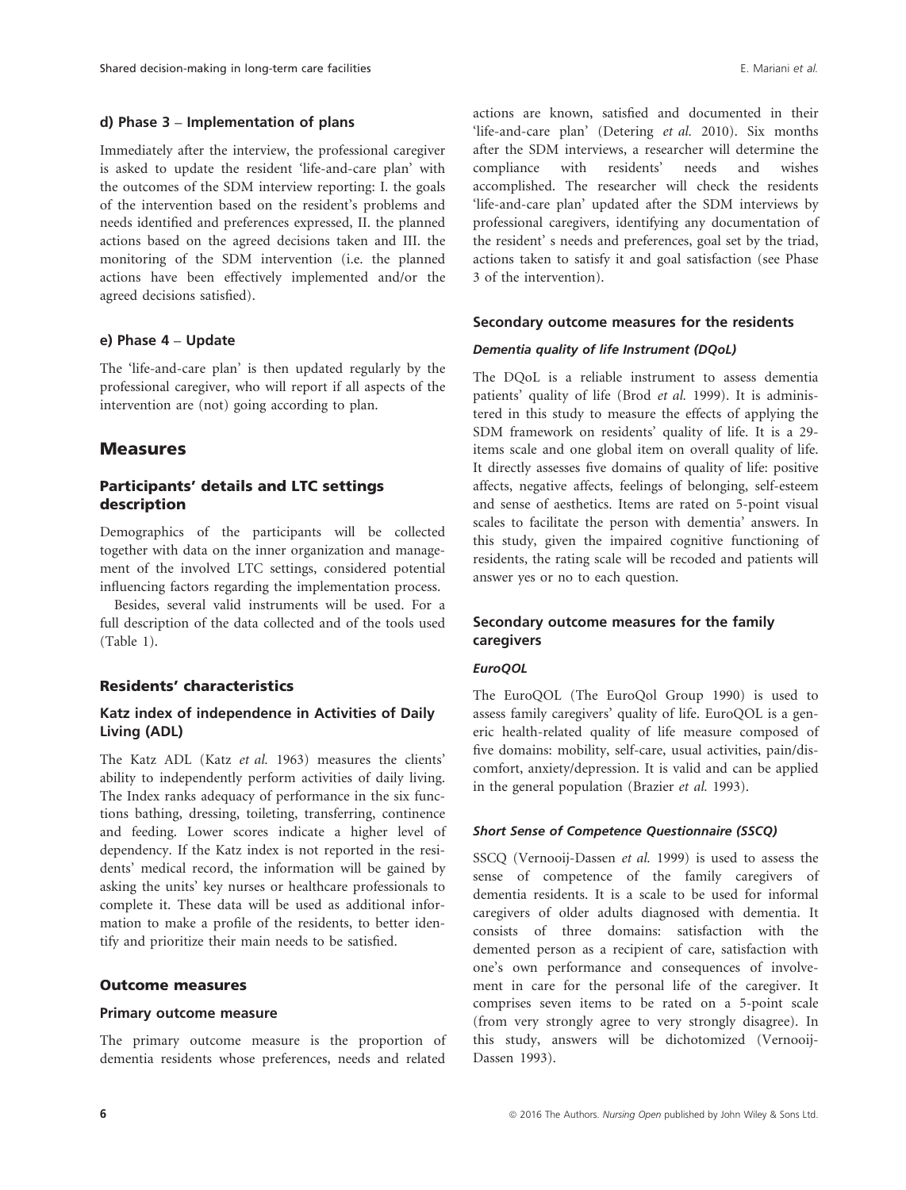#### d) Phase 3 – Implementation of plans

Immediately after the interview, the professional caregiver is asked to update the resident 'life-and-care plan' with the outcomes of the SDM interview reporting: I. the goals of the intervention based on the resident's problems and needs identified and preferences expressed, II. the planned actions based on the agreed decisions taken and III. the monitoring of the SDM intervention (i.e. the planned actions have been effectively implemented and/or the agreed decisions satisfied).

#### e) Phase 4 – Update

The 'life-and-care plan' is then updated regularly by the professional caregiver, who will report if all aspects of the intervention are (not) going according to plan.

## Measures

### Participants' details and LTC settings description

Demographics of the participants will be collected together with data on the inner organization and management of the involved LTC settings, considered potential influencing factors regarding the implementation process.

Besides, several valid instruments will be used. For a full description of the data collected and of the tools used (Table 1).

### Residents' characteristics

#### Katz index of independence in Activities of Daily Living (ADL)

The Katz ADL (Katz *et al.* 1963) measures the clients' ability to independently perform activities of daily living. The Index ranks adequacy of performance in the six functions bathing, dressing, toileting, transferring, continence and feeding. Lower scores indicate a higher level of dependency. If the Katz index is not reported in the residents' medical record, the information will be gained by asking the units' key nurses or healthcare professionals to complete it. These data will be used as additional information to make a profile of the residents, to better identify and prioritize their main needs to be satisfied.

### Outcome measures

#### Primary outcome measure

The primary outcome measure is the proportion of dementia residents whose preferences, needs and related actions are known, satisfied and documented in their 'life-and-care plan' (Detering *et al.* 2010). Six months after the SDM interviews, a researcher will determine the compliance with residents' needs and wishes accomplished. The researcher will check the residents 'life-and-care plan' updated after the SDM interviews by professional caregivers, identifying any documentation of the resident' s needs and preferences, goal set by the triad, actions taken to satisfy it and goal satisfaction (see Phase 3 of the intervention).

#### Secondary outcome measures for the residents

##### *Dementia quality of life Instrument (DQoL)*

The DQoL is a reliable instrument to assess dementia patients' quality of life (Brod *et al.* 1999). It is administered in this study to measure the effects of applying the SDM framework on residents' quality of life. It is a 29-items scale and one global item on overall quality of life. It directly assesses five domains of quality of life: positive affects, negative affects, feelings of belonging, self-esteem and sense of aesthetics. Items are rated on 5-point visual scales to facilitate the person with dementia' answers. In this study, given the impaired cognitive functioning of residents, the rating scale will be recoded and patients will answer yes or no to each question.

#### Secondary outcome measures for the family caregivers

##### *EuroQOL*

The EuroQOL (The EuroQol Group 1990) is used to assess family caregivers' quality of life. EuroQOL is a generic health-related quality of life measure composed of five domains: mobility, self-care, usual activities, pain/discomfort, anxiety/depression. It is valid and can be applied in the general population (Brazier *et al.* 1993).

##### *Short Sense of Competence Questionnaire (SSCQ)*

SSCQ (Vernooij-Dassen *et al.* 1999) is used to assess the sense of competence of the family caregivers of dementia residents. It is a scale to be used for informal caregivers of older adults diagnosed with dementia. It consists of three domains: satisfaction with the demented person as a recipient of care, satisfaction with one's own performance and consequences of involvement in care for the personal life of the caregiver. It comprises seven items to be rated on a 5-point scale (from very strongly agree to very strongly disagree). In this study, answers will be dichotomized (Vernooij-Dassen 1993).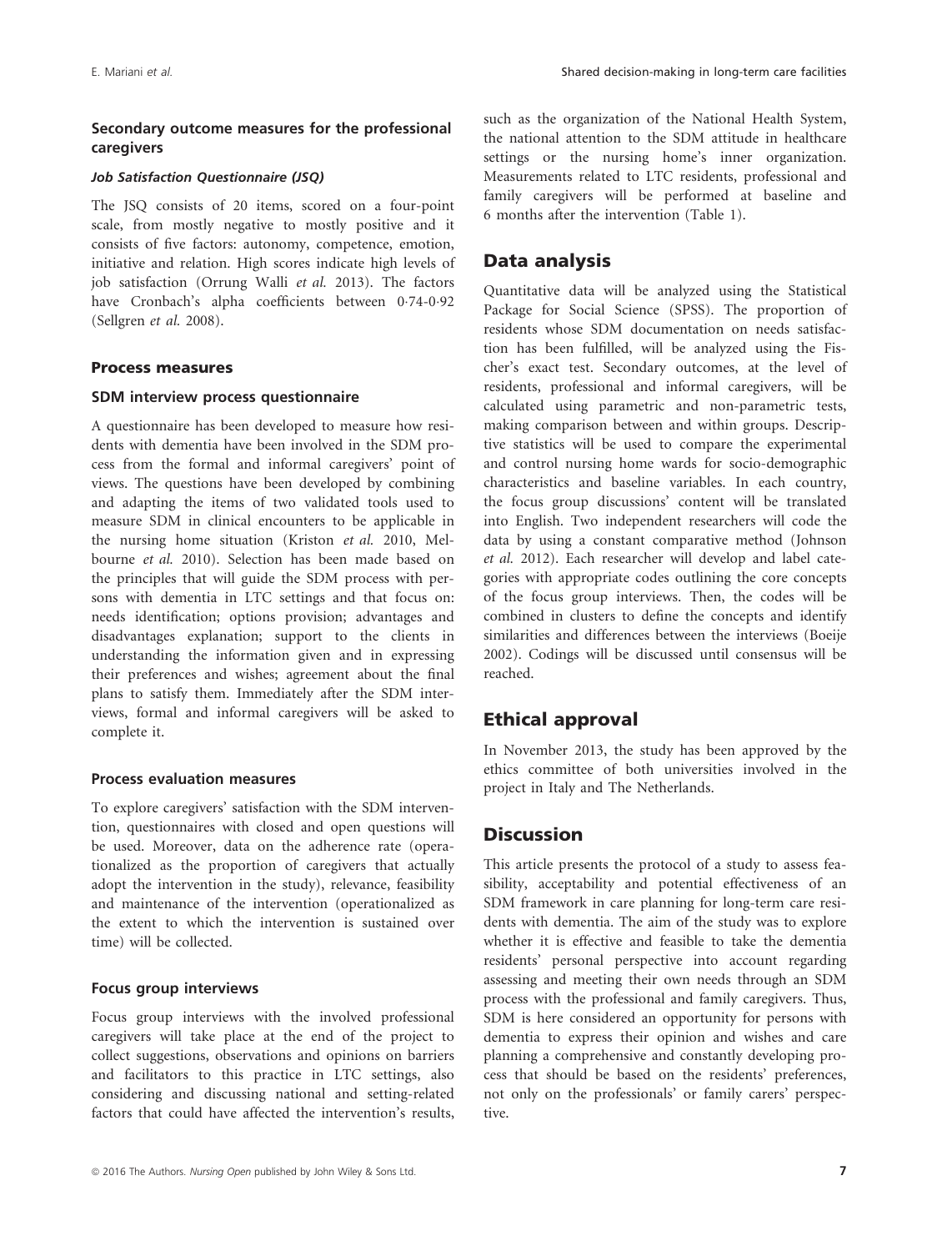### Secondary outcome measures for the professional caregivers

#### *Job Satisfaction Questionnaire (JSQ)*

The JSQ consists of 20 items, scored on a four-point scale, from mostly negative to mostly positive and it consists of five factors: autonomy, competence, emotion, initiative and relation. High scores indicate high levels of job satisfaction (Orrung Walli *et al.* 2013). The factors have Cronbach's alpha coefficients between 0·74-0·92 (Sellgren *et al.* 2008).

### Process measures

#### SDM interview process questionnaire

A questionnaire has been developed to measure how residents with dementia have been involved in the SDM process from the formal and informal caregivers' point of views. The questions have been developed by combining and adapting the items of two validated tools used to measure SDM in clinical encounters to be applicable in the nursing home situation (Kriston *et al.* 2010, Melbourne *et al.* 2010). Selection has been made based on the principles that will guide the SDM process with persons with dementia in LTC settings and that focus on: needs identification; options provision; advantages and disadvantages explanation; support to the clients in understanding the information given and in expressing their preferences and wishes; agreement about the final plans to satisfy them. Immediately after the SDM interviews, formal and informal caregivers will be asked to complete it.

#### Process evaluation measures

To explore caregivers' satisfaction with the SDM intervention, questionnaires with closed and open questions will be used. Moreover, data on the adherence rate (operationalized as the proportion of caregivers that actually adopt the intervention in the study), relevance, feasibility and maintenance of the intervention (operationalized as the extent to which the intervention is sustained over time) will be collected.

#### Focus group interviews

Focus group interviews with the involved professional caregivers will take place at the end of the project to collect suggestions, observations and opinions on barriers and facilitators to this practice in LTC settings, also considering and discussing national and setting-related factors that could have affected the intervention's results, such as the organization of the National Health System, the national attention to the SDM attitude in healthcare settings or the nursing home's inner organization. Measurements related to LTC residents, professional and family caregivers will be performed at baseline and 6 months after the intervention (Table 1).

## Data analysis

Quantitative data will be analyzed using the Statistical Package for Social Science (SPSS). The proportion of residents whose SDM documentation on needs satisfaction has been fulfilled, will be analyzed using the Fischer's exact test. Secondary outcomes, at the level of residents, professional and informal caregivers, will be calculated using parametric and non-parametric tests, making comparison between and within groups. Descriptive statistics will be used to compare the experimental and control nursing home wards for socio-demographic characteristics and baseline variables. In each country, the focus group discussions' content will be translated into English. Two independent researchers will code the data by using a constant comparative method (Johnson *et al.* 2012). Each researcher will develop and label categories with appropriate codes outlining the core concepts of the focus group interviews. Then, the codes will be combined in clusters to define the concepts and identify similarities and differences between the interviews (Boeije 2002). Codings will be discussed until consensus will be reached.

## Ethical approval

In November 2013, the study has been approved by the ethics committee of both universities involved in the project in Italy and The Netherlands.

## Discussion

This article presents the protocol of a study to assess feasibility, acceptability and potential effectiveness of an SDM framework in care planning for long-term care residents with dementia. The aim of the study was to explore whether it is effective and feasible to take the dementia residents' personal perspective into account regarding assessing and meeting their own needs through an SDM process with the professional and family caregivers. Thus, SDM is here considered an opportunity for persons with dementia to express their opinion and wishes and care planning a comprehensive and constantly developing process that should be based on the residents' preferences, not only on the professionals' or family carers' perspective.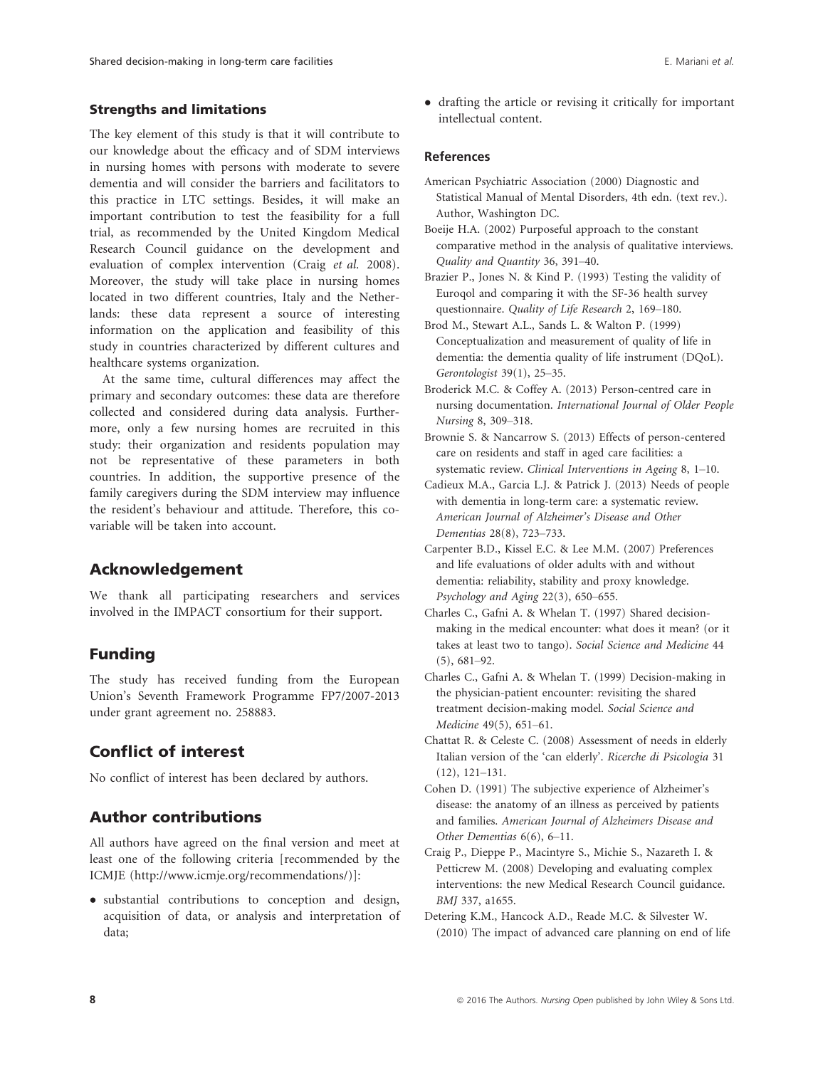### Strengths and limitations

The key element of this study is that it will contribute to our knowledge about the efficacy and of SDM interviews in nursing homes with persons with moderate to severe dementia and will consider the barriers and facilitators to this practice in LTC settings. Besides, it will make an important contribution to test the feasibility for a full trial, as recommended by the United Kingdom Medical Research Council guidance on the development and evaluation of complex intervention (Craig *et al.* 2008). Moreover, the study will take place in nursing homes located in two different countries, Italy and the Netherlands: these data represent a source of interesting information on the application and feasibility of this study in countries characterized by different cultures and healthcare systems organization.

At the same time, cultural differences may affect the primary and secondary outcomes: these data are therefore collected and considered during data analysis. Furthermore, only a few nursing homes are recruited in this study: their organization and residents population may not be representative of these parameters in both countries. In addition, the supportive presence of the family caregivers during the SDM interview may influence the resident's behaviour and attitude. Therefore, this co-variable will be taken into account.

## Acknowledgement

We thank all participating researchers and services involved in the IMPACT consortium for their support.

## Funding

The study has received funding from the European Union's Seventh Framework Programme FP7/2007-2013 under grant agreement no. 258883.

## Conflict of interest

No conflict of interest has been declared by authors.

## Author contributions

All authors have agreed on the final version and meet at least one of the following criteria [recommended by the ICMJE (http://www.icmje.org/recommendations/)]:

- substantial contributions to conception and design, acquisition of data, or analysis and interpretation of data;
- drafting the article or revising it critically for important intellectual content.

### References

American Psychiatric Association (2000) Diagnostic and Statistical Manual of Mental Disorders, 4th edn. (text rev.). Author, Washington DC.

Boeije H.A. (2002) Purposeful approach to the constant comparative method in the analysis of qualitative interviews. *Quality and Quantity* 36, 391–40.

Brazier P., Jones N. & Kind P. (1993) Testing the validity of Euroqol and comparing it with the SF-36 health survey questionnaire. *Quality of Life Research* 2, 169–180.

Brod M., Stewart A.L., Sands L. & Walton P. (1999) Conceptualization and measurement of quality of life in dementia: the dementia quality of life instrument (DQoL). *Gerontologist* 39(1), 25–35.

Broderick M.C. & Coffey A. (2013) Person-centred care in nursing documentation. *International Journal of Older People Nursing* 8, 309–318.

Brownie S. & Nancarrow S. (2013) Effects of person-centered care on residents and staff in aged care facilities: a systematic review. *Clinical Interventions in Ageing* 8, 1–10.

Cadieux M.A., Garcia L.J. & Patrick J. (2013) Needs of people with dementia in long-term care: a systematic review. *American Journal of Alzheimer's Disease and Other Dementias* 28(8), 723–733.

Carpenter B.D., Kissel E.C. & Lee M.M. (2007) Preferences and life evaluations of older adults with and without dementia: reliability, stability and proxy knowledge. *Psychology and Aging* 22(3), 650–655.

Charles C., Gafni A. & Whelan T. (1997) Shared decision-making in the medical encounter: what does it mean? (or it takes at least two to tango). *Social Science and Medicine* 44 (5), 681–92.

Charles C., Gafni A. & Whelan T. (1999) Decision-making in the physician-patient encounter: revisiting the shared treatment decision-making model. *Social Science and Medicine* 49(5), 651–61.

Chattat R. & Celeste C. (2008) Assessment of needs in elderly Italian version of the 'can elderly'. *Ricerche di Psicologia* 31 (12), 121–131.

Cohen D. (1991) The subjective experience of Alzheimer's disease: the anatomy of an illness as perceived by patients and families. *American Journal of Alzheimers Disease and Other Dementias* 6(6), 6–11.

Craig P., Dieppe P., Macintyre S., Michie S., Nazareth I. & Petticrew M. (2008) Developing and evaluating complex interventions: the new Medical Research Council guidance. *BMJ* 337, a1655.

Detering K.M., Hancock A.D., Reade M.C. & Silvester W. (2010) The impact of advanced care planning on end of life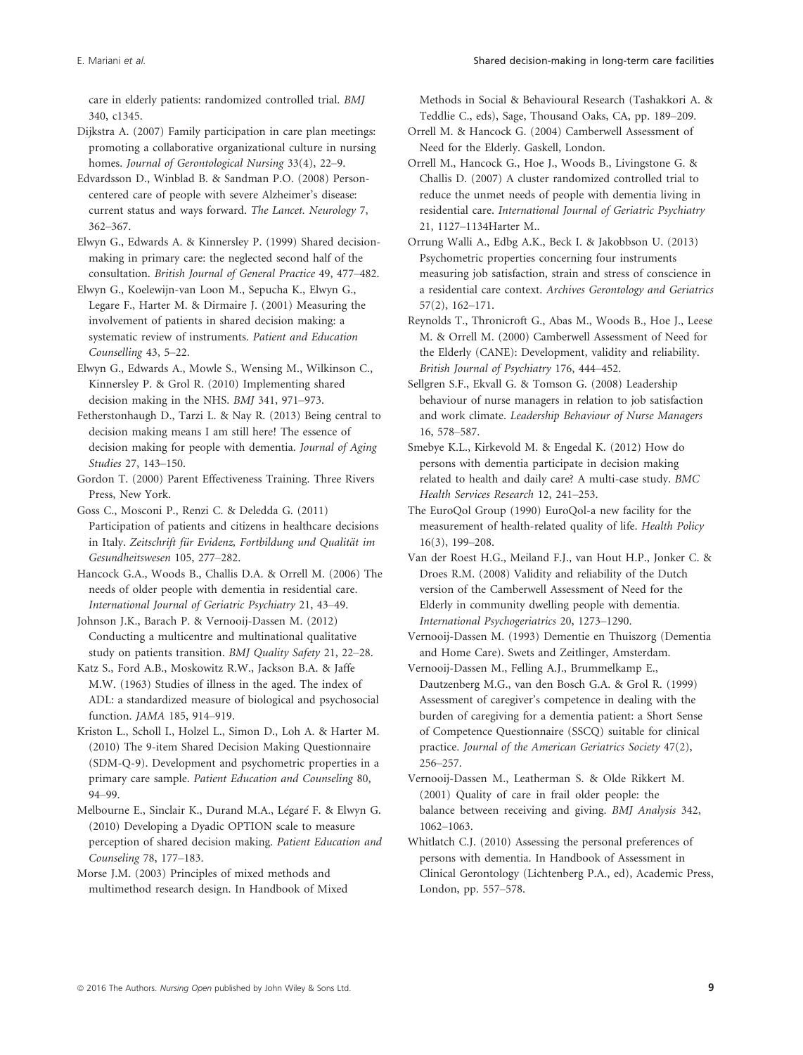care in elderly patients: randomized controlled trial. *BMJ* 340, c1345.

Dijkstra A. (2007) Family participation in care plan meetings: promoting a collaborative organizational culture in nursing homes. *Journal of Gerontological Nursing* 33(4), 22–9.

Edvardsson D., Winblad B. & Sandman P.O. (2008) Person-centered care of people with severe Alzheimer's disease: current status and ways forward. *The Lancet. Neurology* 7, 362–367.

Elwyn G., Edwards A. & Kinnersley P. (1999) Shared decision-making in primary care: the neglected second half of the consultation. *British Journal of General Practice* 49, 477–482.

Elwyn G., Koelewijn-van Loon M., Sepucha K., Elwyn G., Legare F., Harter M. & Dirmaire J. (2001) Measuring the involvement of patients in shared decision making: a systematic review of instruments. *Patient and Education Counselling* 43, 5–22.

Elwyn G., Edwards A., Mowle S., Wensing M., Wilkinson C., Kinnersley P. & Grol R. (2010) Implementing shared decision making in the NHS. *BMJ* 341, 971–973.

Fetherstonhaugh D., Tarzi L. & Nay R. (2013) Being central to decision making means I am still here! The essence of decision making for people with dementia. *Journal of Aging Studies* 27, 143–150.

Gordon T. (2000) Parent Effectiveness Training. Three Rivers Press, New York.

Goss C., Mosconi P., Renzi C. & Deledda G. (2011) Participation of patients and citizens in healthcare decisions in Italy. *Zeitschrift für Evidenz, Fortbildung und Qualität im Gesundheitswesen* 105, 277–282.

Hancock G.A., Woods B., Challis D.A. & Orrell M. (2006) The needs of older people with dementia in residential care. *International Journal of Geriatric Psychiatry* 21, 43–49.

Johnson J.K., Barach P. & Vernooij-Dassen M. (2012) Conducting a multicentre and multinational qualitative study on patients transition. *BMJ Quality Safety* 21, 22–28.

Katz S., Ford A.B., Moskowitz R.W., Jackson B.A. & Jaffe M.W. (1963) Studies of illness in the aged. The index of ADL: a standardized measure of biological and psychosocial function. *JAMA* 185, 914–919.

Kriston L., Scholl I., Holzel L., Simon D., Loh A. & Harter M. (2010) The 9-item Shared Decision Making Questionnaire (SDM-Q-9). Development and psychometric properties in a primary care sample. *Patient Education and Counseling* 80, 94–99.

Melbourne E., Sinclair K., Durand M.A., Légaré F. & Elwyn G. (2010) Developing a Dyadic OPTION scale to measure perception of shared decision making. *Patient Education and Counseling* 78, 177–183.

Morse J.M. (2003) Principles of mixed methods and multimethod research design. In Handbook of Mixed Methods in Social & Behavioural Research (Tashakkori A. & Teddlie C., eds), Sage, Thousand Oaks, CA, pp. 189–209.

Orrell M. & Hancock G. (2004) Camberwell Assessment of Need for the Elderly. Gaskell, London.

Orrell M., Hancock G., Hoe J., Woods B., Livingstone G. & Challis D. (2007) A cluster randomized controlled trial to reduce the unmet needs of people with dementia living in residential care. *International Journal of Geriatric Psychiatry* 21, 1127–1134Harter M..

Orrung Walli A., Edbg A.K., Beck I. & Jakobbson U. (2013) Psychometric properties concerning four instruments measuring job satisfaction, strain and stress of conscience in a residential care context. *Archives Gerontology and Geriatrics* 57(2), 162–171.

Reynolds T., Thronicroft G., Abas M., Woods B., Hoe J., Leese M. & Orrell M. (2000) Camberwell Assessment of Need for the Elderly (CANE): Development, validity and reliability. *British Journal of Psychiatry* 176, 444–452.

Sellgren S.F., Ekvall G. & Tomson G. (2008) Leadership behaviour of nurse managers in relation to job satisfaction and work climate. *Leadership Behaviour of Nurse Managers* 16, 578–587.

Smebye K.L., Kirkevold M. & Engedal K. (2012) How do persons with dementia participate in decision making related to health and daily care? A multi-case study. *BMC Health Services Research* 12, 241–253.

The EuroQol Group (1990) EuroQol-a new facility for the measurement of health-related quality of life. *Health Policy* 16(3), 199–208.

Van der Roest H.G., Meiland F.J., van Hout H.P., Jonker C. & Droes R.M. (2008) Validity and reliability of the Dutch version of the Camberwell Assessment of Need for the Elderly in community dwelling people with dementia. *International Psychogeriatrics* 20, 1273–1290.

Vernooij-Dassen M. (1993) Dementie en Thuiszorg (Dementia and Home Care). Swets and Zeitlinger, Amsterdam.

Vernooij-Dassen M., Felling A.J., Brummelkamp E., Dautzenberg M.G., van den Bosch G.A. & Grol R. (1999) Assessment of caregiver's competence in dealing with the burden of caregiving for a dementia patient: a Short Sense of Competence Questionnaire (SSCQ) suitable for clinical practice. *Journal of the American Geriatrics Society* 47(2), 256–257.

Vernooij-Dassen M., Leatherman S. & Olde Rikkert M. (2001) Quality of care in frail older people: the balance between receiving and giving. *BMJ Analysis* 342, 1062–1063.

Whitlatch C.J. (2010) Assessing the personal preferences of persons with dementia. In Handbook of Assessment in Clinical Gerontology (Lichtenberg P.A., ed), Academic Press, London, pp. 557–578.